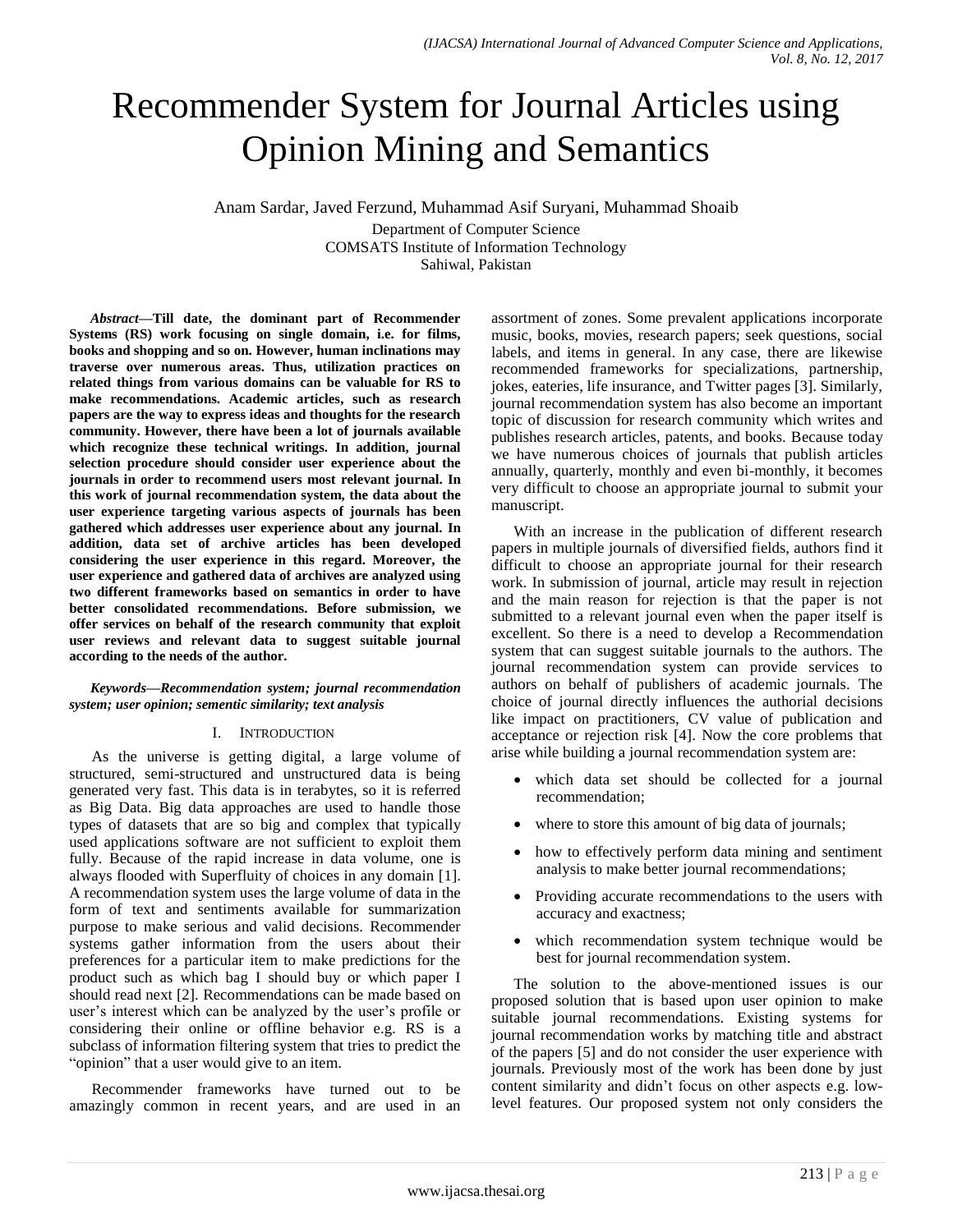# Recommender System for Journal Articles using Opinion Mining and Semantics

Anam Sardar, Javed Ferzund, Muhammad Asif Suryani, Muhammad Shoaib

Department of Computer Science
COMSATS Institute of Information Technology
Sahiwal, Pakistan

***Abstract*—Till date, the dominant part of Recommender Systems (RS) work focusing on single domain, i.e. for films, books and shopping and so on. However, human inclinations may traverse over numerous areas. Thus, utilization practices on related things from various domains can be valuable for RS to make recommendations. Academic articles, such as research papers are the way to express ideas and thoughts for the research community. However, there have been a lot of journals available which recognize these technical writings. In addition, journal selection procedure should consider user experience about the journals in order to recommend users most relevant journal. In this work of journal recommendation system, the data about the user experience targeting various aspects of journals has been gathered which addresses user experience about any journal. In addition, data set of archive articles has been developed considering the user experience in this regard. Moreover, the user experience and gathered data of archives are analyzed using two different frameworks based on semantics in order to have better consolidated recommendations. Before submission, we offer services on behalf of the research community that exploit user reviews and relevant data to suggest suitable journal according to the needs of the author.**

***Keywords*—Recommendation system; journal recommendation system; user opinion; sementic similarity; text analysis**

## I. Introduction

As the universe is getting digital, a large volume of structured, semi-structured and unstructured data is being generated very fast. This data is in terabytes, so it is referred as Big Data. Big data approaches are used to handle those types of datasets that are so big and complex that typically used applications software are not sufficient to exploit them fully. Because of the rapid increase in data volume, one is always flooded with Superfluity of choices in any domain [1]. A recommendation system uses the large volume of data in the form of text and sentiments available for summarization purpose to make serious and valid decisions. Recommender systems gather information from the users about their preferences for a particular item to make predictions for the product such as which bag I should buy or which paper I should read next [2]. Recommendations can be made based on user's interest which can be analyzed by the user's profile or considering their online or offline behavior e.g. RS is a subclass of information filtering system that tries to predict the "opinion" that a user would give to an item.

Recommender frameworks have turned out to be amazingly common in recent years, and are used in an assortment of zones. Some prevalent applications incorporate music, books, movies, research papers; seek questions, social labels, and items in general. In any case, there are likewise recommended frameworks for specializations, partnership, jokes, eateries, life insurance, and Twitter pages [3]. Similarly, journal recommendation system has also become an important topic of discussion for research community which writes and publishes research articles, patents, and books. Because today we have numerous choices of journals that publish articles annually, quarterly, monthly and even bi-monthly, it becomes very difficult to choose an appropriate journal to submit your manuscript.

With an increase in the publication of different research papers in multiple journals of diversified fields, authors find it difficult to choose an appropriate journal for their research work. In submission of journal, article may result in rejection and the main reason for rejection is that the paper is not submitted to a relevant journal even when the paper itself is excellent. So there is a need to develop a Recommendation system that can suggest suitable journals to the authors. The journal recommendation system can provide services to authors on behalf of publishers of academic journals. The choice of journal directly influences the authorial decisions like impact on practitioners, CV value of publication and acceptance or rejection risk [4]. Now the core problems that arise while building a journal recommendation system are:

- which data set should be collected for a journal recommendation;
- where to store this amount of big data of journals;
- how to effectively perform data mining and sentiment analysis to make better journal recommendations;
- Providing accurate recommendations to the users with accuracy and exactness;
- which recommendation system technique would be best for journal recommendation system.

The solution to the above-mentioned issues is our proposed solution that is based upon user opinion to make suitable journal recommendations. Existing systems for journal recommendation works by matching title and abstract of the papers [5] and do not consider the user experience with journals. Previously most of the work has been done by just content similarity and didn't focus on other aspects e.g. low-level features. Our proposed system not only considers the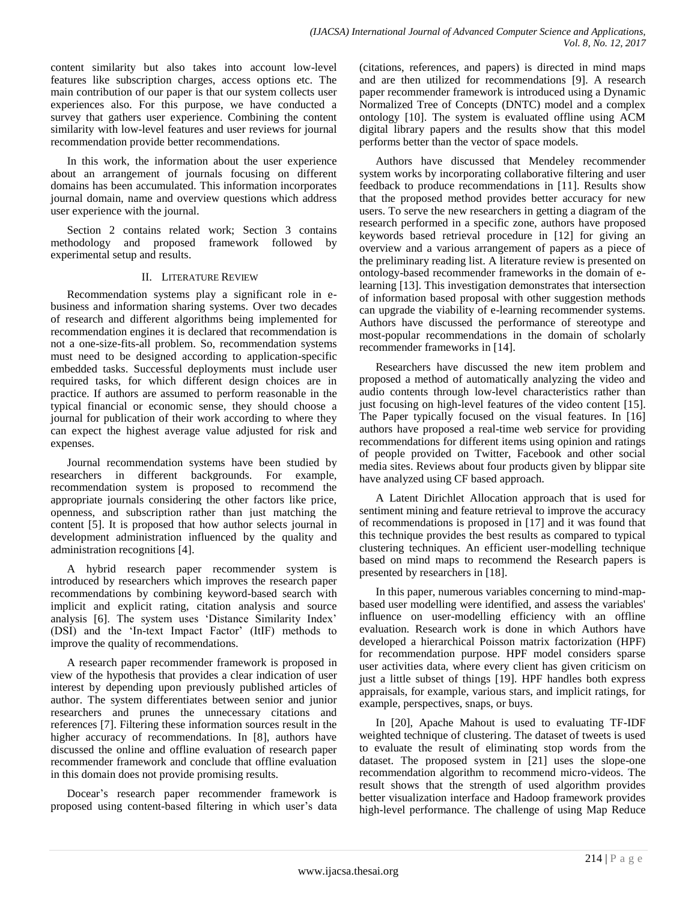content similarity but also takes into account low-level features like subscription charges, access options etc. The main contribution of our paper is that our system collects user experiences also. For this purpose, we have conducted a survey that gathers user experience. Combining the content similarity with low-level features and user reviews for journal recommendation provide better recommendations.

In this work, the information about the user experience about an arrangement of journals focusing on different domains has been accumulated. This information incorporates journal domain, name and overview questions which address user experience with the journal.

Section 2 contains related work; Section 3 contains methodology and proposed framework followed by experimental setup and results.

## II. Literature Review

Recommendation systems play a significant role in e-business and information sharing systems. Over two decades of research and different algorithms being implemented for recommendation engines it is declared that recommendation is not a one-size-fits-all problem. So, recommendation systems must need to be designed according to application-specific embedded tasks. Successful deployments must include user required tasks, for which different design choices are in practice. If authors are assumed to perform reasonable in the typical financial or economic sense, they should choose a journal for publication of their work according to where they can expect the highest average value adjusted for risk and expenses.

Journal recommendation systems have been studied by researchers in different backgrounds. For example, recommendation system is proposed to recommend the appropriate journals considering the other factors like price, openness, and subscription rather than just matching the content [5]. It is proposed that how author selects journal in development administration influenced by the quality and administration recognitions [4].

A hybrid research paper recommender system is introduced by researchers which improves the research paper recommendations by combining keyword-based search with implicit and explicit rating, citation analysis and source analysis [6]. The system uses 'Distance Similarity Index' (DSI) and the 'In-text Impact Factor' (ItIF) methods to improve the quality of recommendations.

A research paper recommender framework is proposed in view of the hypothesis that provides a clear indication of user interest by depending upon previously published articles of author. The system differentiates between senior and junior researchers and prunes the unnecessary citations and references [7]. Filtering these information sources result in the higher accuracy of recommendations. In [8], authors have discussed the online and offline evaluation of research paper recommender framework and conclude that offline evaluation in this domain does not provide promising results.

Docear's research paper recommender framework is proposed using content-based filtering in which user's data (citations, references, and papers) is directed in mind maps and are then utilized for recommendations [9]. A research paper recommender framework is introduced using a Dynamic Normalized Tree of Concepts (DNTC) model and a complex ontology [10]. The system is evaluated offline using ACM digital library papers and the results show that this model performs better than the vector of space models.

Authors have discussed that Mendeley recommender system works by incorporating collaborative filtering and user feedback to produce recommendations in [11]. Results show that the proposed method provides better accuracy for new users. To serve the new researchers in getting a diagram of the research performed in a specific zone, authors have proposed keywords based retrieval procedure in [12] for giving an overview and a various arrangement of papers as a piece of the preliminary reading list. A literature review is presented on ontology-based recommender frameworks in the domain of e-learning [13]. This investigation demonstrates that intersection of information based proposal with other suggestion methods can upgrade the viability of e-learning recommender systems. Authors have discussed the performance of stereotype and most-popular recommendations in the domain of scholarly recommender frameworks in [14].

Researchers have discussed the new item problem and proposed a method of automatically analyzing the video and audio contents through low-level characteristics rather than just focusing on high-level features of the video content [15]. The Paper typically focused on the visual features. In [16] authors have proposed a real-time web service for providing recommendations for different items using opinion and ratings of people provided on Twitter, Facebook and other social media sites. Reviews about four products given by blippar site have analyzed using CF based approach.

A Latent Dirichlet Allocation approach that is used for sentiment mining and feature retrieval to improve the accuracy of recommendations is proposed in [17] and it was found that this technique provides the best results as compared to typical clustering techniques. An efficient user-modelling technique based on mind maps to recommend the Research papers is presented by researchers in [18].

In this paper, numerous variables concerning to mind-map-based user modelling were identified, and assess the variables' influence on user-modelling efficiency with an offline evaluation. Research work is done in which Authors have developed a hierarchical Poisson matrix factorization (HPF) for recommendation purpose. HPF model considers sparse user activities data, where every client has given criticism on just a little subset of things [19]. HPF handles both express appraisals, for example, various stars, and implicit ratings, for example, perspectives, snaps, or buys.

In [20], Apache Mahout is used to evaluating TF-IDF weighted technique of clustering. The dataset of tweets is used to evaluate the result of eliminating stop words from the dataset. The proposed system in [21] uses the slope-one recommendation algorithm to recommend micro-videos. The result shows that the strength of used algorithm provides better visualization interface and Hadoop framework provides high-level performance. The challenge of using Map Reduce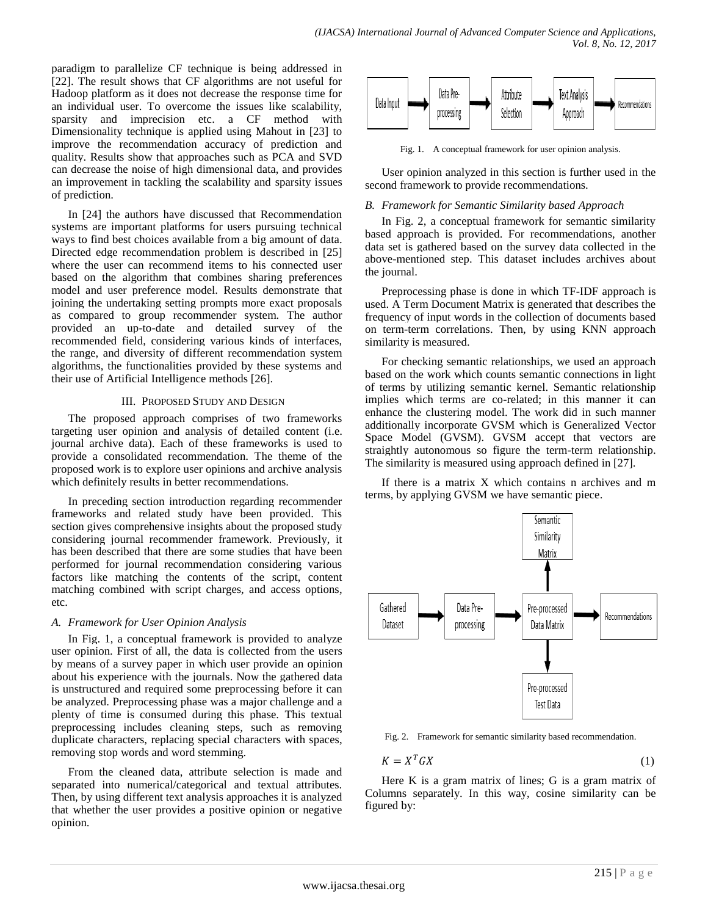paradigm to parallelize CF technique is being addressed in [22]. The result shows that CF algorithms are not useful for Hadoop platform as it does not decrease the response time for an individual user. To overcome the issues like scalability, sparsity and imprecision etc. a CF method with Dimensionality technique is applied using Mahout in [23] to improve the recommendation accuracy of prediction and quality. Results show that approaches such as PCA and SVD can decrease the noise of high dimensional data, and provides an improvement in tackling the scalability and sparsity issues of prediction.

In [24] the authors have discussed that Recommendation systems are important platforms for users pursuing technical ways to find best choices available from a big amount of data. Directed edge recommendation problem is described in [25] where the user can recommend items to his connected user based on the algorithm that combines sharing preferences model and user preference model. Results demonstrate that joining the undertaking setting prompts more exact proposals as compared to group recommender system. The author provided an up-to-date and detailed survey of the recommended field, considering various kinds of interfaces, the range, and diversity of different recommendation system algorithms, the functionalities provided by these systems and their use of Artificial Intelligence methods [26].

## III. Proposed Study and Design

The proposed approach comprises of two frameworks targeting user opinion and analysis of detailed content (i.e. journal archive data). Each of these frameworks is used to provide a consolidated recommendation. The theme of the proposed work is to explore user opinions and archive analysis which definitely results in better recommendations.

In preceding section introduction regarding recommender frameworks and related study have been provided. This section gives comprehensive insights about the proposed study considering journal recommender framework. Previously, it has been described that there are some studies that have been performed for journal recommendation considering various factors like matching the contents of the script, content matching combined with script charges, and access options, etc.

### *A. Framework for User Opinion Analysis*

In Fig. 1, a conceptual framework is provided to analyze user opinion. First of all, the data is collected from the users by means of a survey paper in which user provide an opinion about his experience with the journals. Now the gathered data is unstructured and required some preprocessing before it can be analyzed. Preprocessing phase was a major challenge and a plenty of time is consumed during this phase. This textual preprocessing includes cleaning steps, such as removing duplicate characters, replacing special characters with spaces, removing stop words and word stemming.

From the cleaned data, attribute selection is made and separated into numerical/categorical and textual attributes. Then, by using different text analysis approaches it is analyzed that whether the user provides a positive opinion or negative opinion.

Data Input → Data Pre-processing → Attribute Selection → Text Analysis Approach → Recommendations

Fig. 1. A conceptual framework for user opinion analysis.

User opinion analyzed in this section is further used in the second framework to provide recommendations.

### *B. Framework for Semantic Similarity based Approach*

In Fig. 2, a conceptual framework for semantic similarity based approach is provided. For recommendations, another data set is gathered based on the survey data collected in the above-mentioned step. This dataset includes archives about the journal.

Preprocessing phase is done in which TF-IDF approach is used. A Term Document Matrix is generated that describes the frequency of input words in the collection of documents based on term-term correlations. Then, by using KNN approach similarity is measured.

For checking semantic relationships, we used an approach based on the work which counts semantic connections in light of terms by utilizing semantic kernel. Semantic relationship implies which terms are co-related; in this manner it can enhance the clustering model. The work did in such manner additionally incorporate GVSM which is Generalized Vector Space Model (GVSM). GVSM accept that vectors are straightly autonomous so figure the term-term relationship. The similarity is measured using approach defined in [27].

If there is a matrix X which contains n archives and m terms, by applying GVSM we have semantic piece.

Gathered Dataset → Data Pre-processing → Pre-processed Data Matrix → Recommendations; Pre-processed Data Matrix → Semantic Similarity Matrix; Pre-processed Data Matrix → Pre-processed Test Data

Fig. 2. Framework for semantic similarity based recommendation.

$$K = X^T G X \tag{1}$$

Here K is a gram matrix of lines; G is a gram matrix of Columns separately. In this way, cosine similarity can be figured by: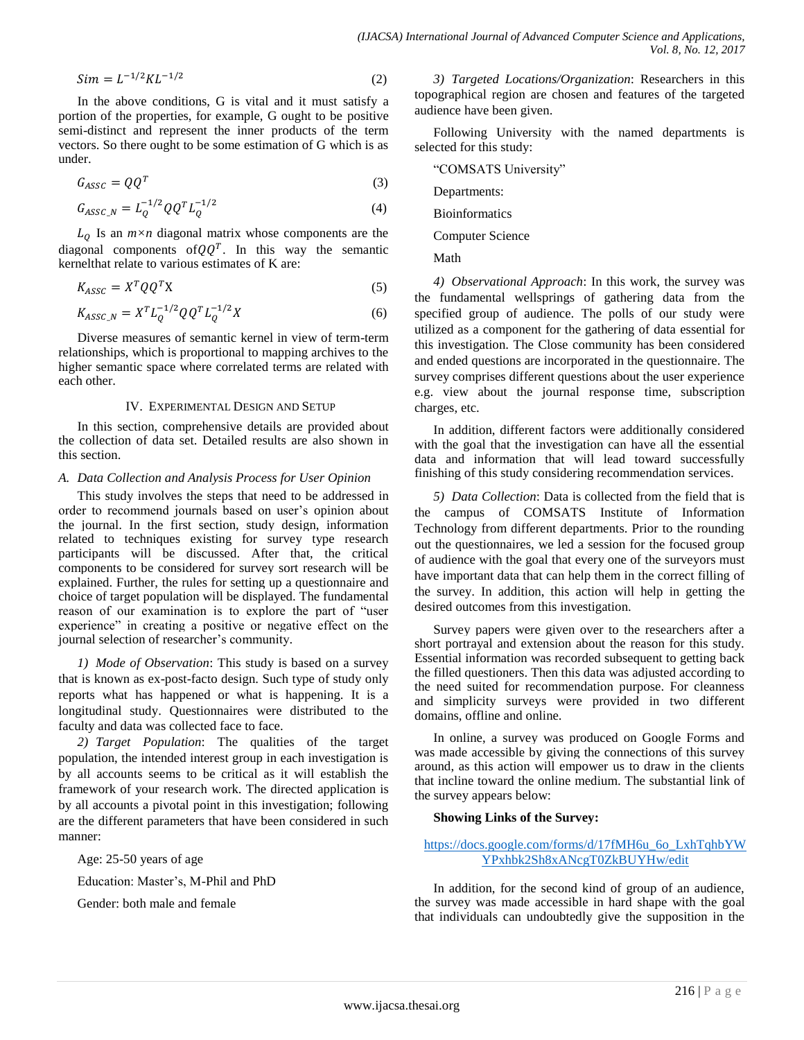$$Sim = L^{-1/2}KL^{-1/2} \tag{2}$$

In the above conditions, G is vital and it must satisfy a portion of the properties, for example, G ought to be positive semi-distinct and represent the inner products of the term vectors. So there ought to be some estimation of G which is as under.

$$G_{ASSC} = QQ^T \tag{3}$$

$$G_{ASSC\_N} = L_Q^{-1/2}QQ^T L_Q^{-1/2} \tag{4}$$

$L_Q$ Is an $m \times n$ diagonal matrix whose components are the diagonal components of$QQ^T$. In this way the semantic kernelthat relate to various estimates of K are:

$$K_{ASSC} = X^T QQ^T X \tag{5}$$

$$K_{ASSC\_N} = X^T L_Q^{-1/2}QQ^T L_Q^{-1/2}X \tag{6}$$

Diverse measures of semantic kernel in view of term-term relationships, which is proportional to mapping archives to the higher semantic space where correlated terms are related with each other.

## IV. Experimental Design and Setup

In this section, comprehensive details are provided about the collection of data set. Detailed results are also shown in this section.

### A. Data Collection and Analysis Process for User Opinion

This study involves the steps that need to be addressed in order to recommend journals based on user's opinion about the journal. In the first section, study design, information related to techniques existing for survey type research participants will be discussed. After that, the critical components to be considered for survey sort research will be explained. Further, the rules for setting up a questionnaire and choice of target population will be displayed. The fundamental reason of our examination is to explore the part of "user experience" in creating a positive or negative effect on the journal selection of researcher's community.

*1) Mode of Observation*: This study is based on a survey that is known as ex-post-facto design. Such type of study only reports what has happened or what is happening. It is a longitudinal study. Questionnaires were distributed to the faculty and data was collected face to face.

*2) Target Population*: The qualities of the target population, the intended interest group in each investigation is by all accounts seems to be critical as it will establish the framework of your research work. The directed application is by all accounts a pivotal point in this investigation; following are the different parameters that have been considered in such manner:

Age: 25-50 years of age

Education: Master's, M-Phil and PhD

Gender: both male and female

*3) Targeted Locations/Organization*: Researchers in this topographical region are chosen and features of the targeted audience have been given.

Following University with the named departments is selected for this study:

"COMSATS University"

Departments:

Bioinformatics

Computer Science

Math

*4) Observational Approach*: In this work, the survey was the fundamental wellsprings of gathering data from the specified group of audience. The polls of our study were utilized as a component for the gathering of data essential for this investigation. The Close community has been considered and ended questions are incorporated in the questionnaire. The survey comprises different questions about the user experience e.g. view about the journal response time, subscription charges, etc.

In addition, different factors were additionally considered with the goal that the investigation can have all the essential data and information that will lead toward successfully finishing of this study considering recommendation services.

*5) Data Collection*: Data is collected from the field that is the campus of COMSATS Institute of Information Technology from different departments. Prior to the rounding out the questionnaires, we led a session for the focused group of audience with the goal that every one of the surveyors must have important data that can help them in the correct filling of the survey. In addition, this action will help in getting the desired outcomes from this investigation.

Survey papers were given over to the researchers after a short portrayal and extension about the reason for this study. Essential information was recorded subsequent to getting back the filled questioners. Then this data was adjusted according to the need suited for recommendation purpose. For cleanness and simplicity surveys were provided in two different domains, offline and online.

In online, a survey was produced on Google Forms and was made accessible by giving the connections of this survey around, as this action will empower us to draw in the clients that incline toward the online medium. The substantial link of the survey appears below:

**Showing Links of the Survey:**

https://docs.google.com/forms/d/17fMH6u_6o_LxhTqhbYWYPxhbk2Sh8xANcgT0ZkBUYHw/edit

In addition, for the second kind of group of an audience, the survey was made accessible in hard shape with the goal that individuals can undoubtedly give the supposition in the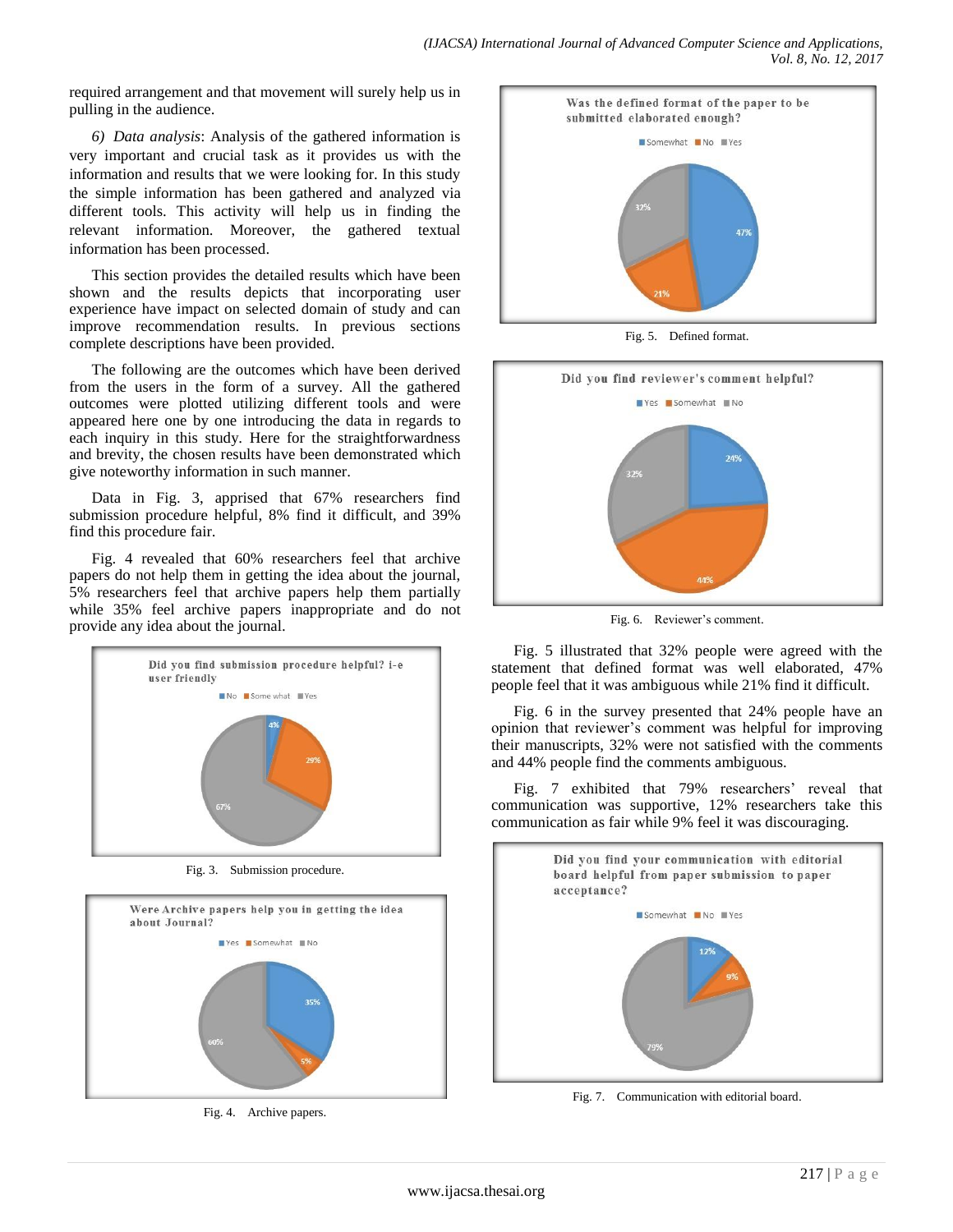required arrangement and that movement will surely help us in pulling in the audience.

*6) Data analysis*: Analysis of the gathered information is very important and crucial task as it provides us with the information and results that we were looking for. In this study the simple information has been gathered and analyzed via different tools. This activity will help us in finding the relevant information. Moreover, the gathered textual information has been processed.

This section provides the detailed results which have been shown and the results depicts that incorporating user experience have impact on selected domain of study and can improve recommendation results. In previous sections complete descriptions have been provided.

The following are the outcomes which have been derived from the users in the form of a survey. All the gathered outcomes were plotted utilizing different tools and were appeared here one by one introducing the data in regards to each inquiry in this study. Here for the straightforwardness and brevity, the chosen results have been demonstrated which give noteworthy information in such manner.

Data in Fig. 3, apprised that 67% researchers find submission procedure helpful, 8% find it difficult, and 39% find this procedure fair.

Fig. 4 revealed that 60% researchers feel that archive papers do not help them in getting the idea about the journal, 5% researchers feel that archive papers help them partially while 35% feel archive papers inappropriate and do not provide any idea about the journal.

Fig. 3. Submission procedure.

Fig. 4. Archive papers.

Fig. 5. Defined format.

Fig. 6. Reviewer's comment.

Fig. 5 illustrated that 32% people were agreed with the statement that defined format was well elaborated, 47% people feel that it was ambiguous while 21% find it difficult.

Fig. 6 in the survey presented that 24% people have an opinion that reviewer's comment was helpful for improving their manuscripts, 32% were not satisfied with the comments and 44% people find the comments ambiguous.

Fig. 7 exhibited that 79% researchers' reveal that communication was supportive, 12% researchers take this communication as fair while 9% feel it was discouraging.

Fig. 7. Communication with editorial board.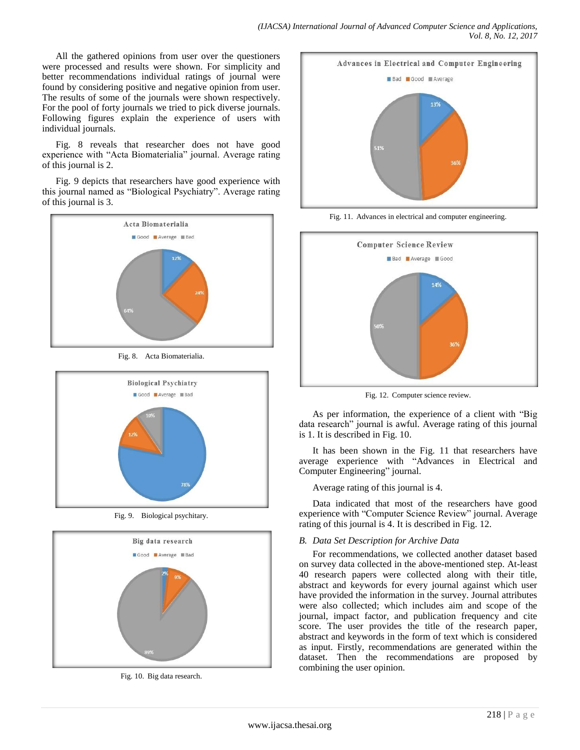All the gathered opinions from user over the questioners were processed and results were shown. For simplicity and better recommendations individual ratings of journal were found by considering positive and negative opinion from user. The results of some of the journals were shown respectively. For the pool of forty journals we tried to pick diverse journals. Following figures explain the experience of users with individual journals.

Fig. 8 reveals that researcher does not have good experience with "Acta Biomaterialia" journal. Average rating of this journal is 2.

Fig. 9 depicts that researchers have good experience with this journal named as "Biological Psychiatry". Average rating of this journal is 3.

Fig. 8. Acta Biomaterialia.

Fig. 9. Biological psychitary.

Fig. 10. Big data research.

Fig. 11. Advances in electrical and computer engineering.

Fig. 12. Computer science review.

As per information, the experience of a client with "Big data research" journal is awful. Average rating of this journal is 1. It is described in Fig. 10.

It has been shown in the Fig. 11 that researchers have average experience with "Advances in Electrical and Computer Engineering" journal.

Average rating of this journal is 4.

Data indicated that most of the researchers have good experience with "Computer Science Review" journal. Average rating of this journal is 4. It is described in Fig. 12.

### *B. Data Set Description for Archive Data*

For recommendations, we collected another dataset based on survey data collected in the above-mentioned step. At-least 40 research papers were collected along with their title, abstract and keywords for every journal against which user have provided the information in the survey. Journal attributes were also collected; which includes aim and scope of the journal, impact factor, and publication frequency and cite score. The user provides the title of the research paper, abstract and keywords in the form of text which is considered as input. Firstly, recommendations are generated within the dataset. Then the recommendations are proposed by combining the user opinion.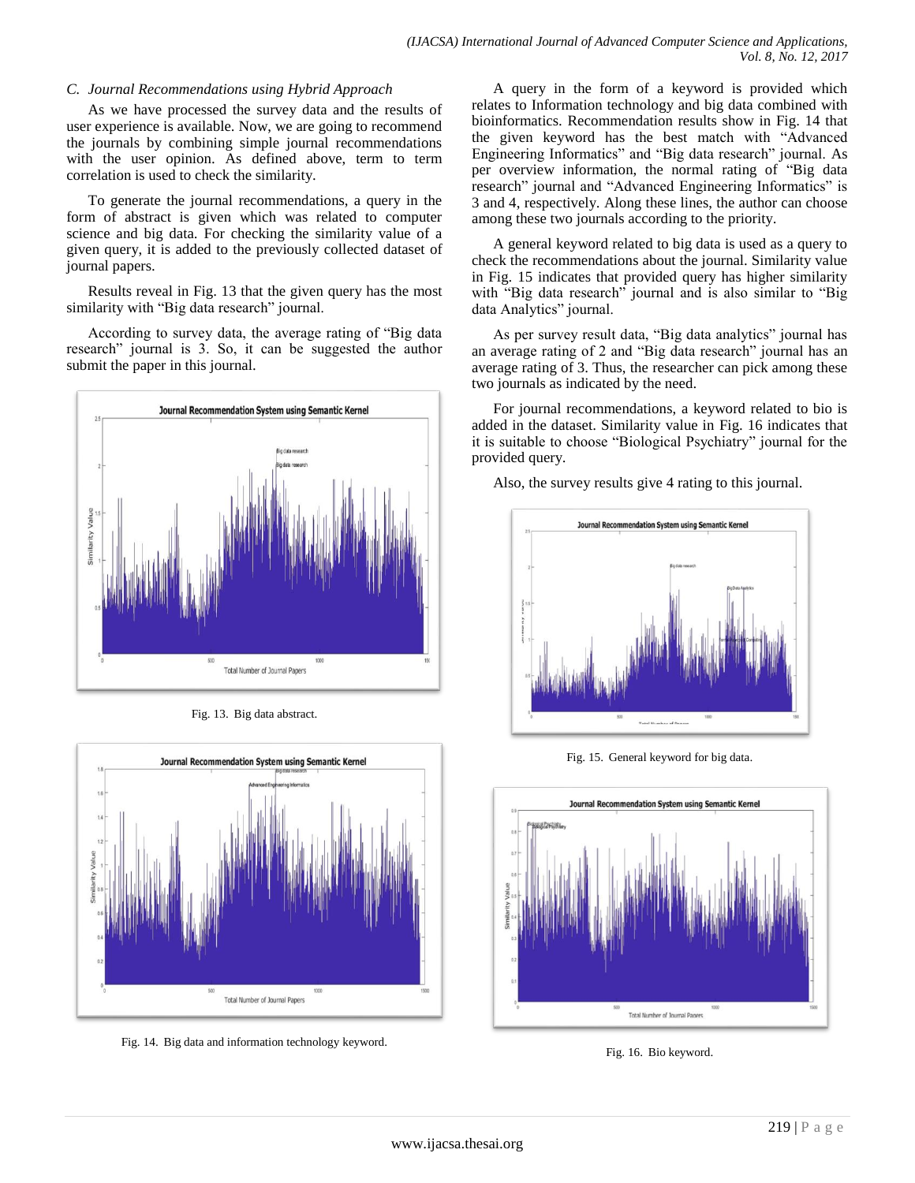### C. Journal Recommendations using Hybrid Approach

As we have processed the survey data and the results of user experience is available. Now, we are going to recommend the journals by combining simple journal recommendations with the user opinion. As defined above, term to term correlation is used to check the similarity.

To generate the journal recommendations, a query in the form of abstract is given which was related to computer science and big data. For checking the similarity value of a given query, it is added to the previously collected dataset of journal papers.

Results reveal in Fig. 13 that the given query has the most similarity with "Big data research" journal.

According to survey data, the average rating of "Big data research" journal is 3. So, it can be suggested the author submit the paper in this journal.

Fig. 13. Big data abstract.

Fig. 14. Big data and information technology keyword.

A query in the form of a keyword is provided which relates to Information technology and big data combined with bioinformatics. Recommendation results show in Fig. 14 that the given keyword has the best match with "Advanced Engineering Informatics" and "Big data research" journal. As per overview information, the normal rating of "Big data research" journal and "Advanced Engineering Informatics" is 3 and 4, respectively. Along these lines, the author can choose among these two journals according to the priority.

A general keyword related to big data is used as a query to check the recommendations about the journal. Similarity value in Fig. 15 indicates that provided query has higher similarity with "Big data research" journal and is also similar to "Big data Analytics" journal.

As per survey result data, "Big data analytics" journal has an average rating of 2 and "Big data research" journal has an average rating of 3. Thus, the researcher can pick among these two journals as indicated by the need.

For journal recommendations, a keyword related to bio is added in the dataset. Similarity value in Fig. 16 indicates that it is suitable to choose "Biological Psychiatry" journal for the provided query.

Also, the survey results give 4 rating to this journal.

Fig. 15. General keyword for big data.

Fig. 16. Bio keyword.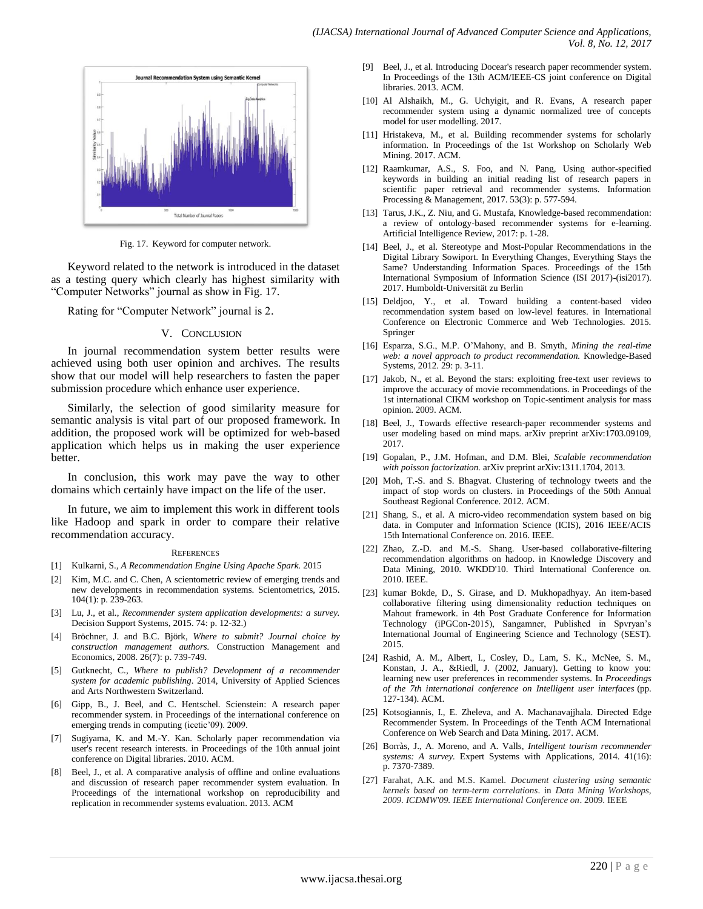Journal Recommendation System using Semantic Kernel

Computer Networks

Big Data Analytics

Similarity Value

Total Number of Journal Papers

Fig. 17. Keyword for computer network.

Keyword related to the network is introduced in the dataset as a testing query which clearly has highest similarity with "Computer Networks" journal as show in Fig. 17.

Rating for "Computer Network" journal is 2.

## V. Conclusion

In journal recommendation system better results were achieved using both user opinion and archives. The results show that our model will help researchers to fasten the paper submission procedure which enhance user experience.

Similarly, the selection of good similarity measure for semantic analysis is vital part of our proposed framework. In addition, the proposed work will be optimized for web-based application which helps us in making the user experience better.

In conclusion, this work may pave the way to other domains which certainly have impact on the life of the user.

In future, we aim to implement this work in different tools like Hadoop and spark in order to compare their relative recommendation accuracy.

## References

[1] Kulkarni, S., *A Recommendation Engine Using Apache Spark.* 2015

[2] Kim, M.C. and C. Chen, A scientometric review of emerging trends and new developments in recommendation systems. Scientometrics, 2015. 104(1): p. 239-263.

[3] Lu, J., et al., *Recommender system application developments: a survey.* Decision Support Systems, 2015. 74: p. 12-32.)

[4] Bröchner, J. and B.C. Björk, *Where to submit? Journal choice by construction management authors.* Construction Management and Economics, 2008. 26(7): p. 739-749.

[5] Gutknecht, C., *Where to publish? Development of a recommender system for academic publishing*. 2014, University of Applied Sciences and Arts Northwestern Switzerland.

[6] Gipp, B., J. Beel, and C. Hentschel. Scienstein: A research paper recommender system. in Proceedings of the international conference on emerging trends in computing (icetic'09). 2009.

[7] Sugiyama, K. and M.-Y. Kan. Scholarly paper recommendation via user's recent research interests. in Proceedings of the 10th annual joint conference on Digital libraries. 2010. ACM.

[8] Beel, J., et al. A comparative analysis of offline and online evaluations and discussion of research paper recommender system evaluation. In Proceedings of the international workshop on reproducibility and replication in recommender systems evaluation. 2013. ACM

[9] Beel, J., et al. Introducing Docear's research paper recommender system. In Proceedings of the 13th ACM/IEEE-CS joint conference on Digital libraries. 2013. ACM.

[10] Al Alshaikh, M., G. Uchyigit, and R. Evans, A research paper recommender system using a dynamic normalized tree of concepts model for user modelling. 2017.

[11] Hristakeva, M., et al. Building recommender systems for scholarly information. In Proceedings of the 1st Workshop on Scholarly Web Mining. 2017. ACM.

[12] Raamkumar, A.S., S. Foo, and N. Pang, Using author-specified keywords in building an initial reading list of research papers in scientific paper retrieval and recommender systems. Information Processing & Management, 2017. 53(3): p. 577-594.

[13] Tarus, J.K., Z. Niu, and G. Mustafa, Knowledge-based recommendation: a review of ontology-based recommender systems for e-learning. Artificial Intelligence Review, 2017: p. 1-28.

[14] Beel, J., et al. Stereotype and Most-Popular Recommendations in the Digital Library Sowiport. In Everything Changes, Everything Stays the Same? Understanding Information Spaces. Proceedings of the 15th International Symposium of Information Science (ISI 2017)-(isi2017). 2017. Humboldt-Universität zu Berlin

[15] Deldjoo, Y., et al. Toward building a content-based video recommendation system based on low-level features. in International Conference on Electronic Commerce and Web Technologies. 2015. Springer

[16] Esparza, S.G., M.P. O'Mahony, and B. Smyth, *Mining the real-time web: a novel approach to product recommendation.* Knowledge-Based Systems, 2012. 29: p. 3-11.

[17] Jakob, N., et al. Beyond the stars: exploiting free-text user reviews to improve the accuracy of movie recommendations. in Proceedings of the 1st international CIKM workshop on Topic-sentiment analysis for mass opinion. 2009. ACM.

[18] Beel, J., Towards effective research-paper recommender systems and user modeling based on mind maps. arXiv preprint arXiv:1703.09109, 2017.

[19] Gopalan, P., J.M. Hofman, and D.M. Blei, *Scalable recommendation with poisson factorization.* arXiv preprint arXiv:1311.1704, 2013.

[20] Moh, T.-S. and S. Bhagvat. Clustering of technology tweets and the impact of stop words on clusters. in Proceedings of the 50th Annual Southeast Regional Conference. 2012. ACM.

[21] Shang, S., et al. A micro-video recommendation system based on big data. in Computer and Information Science (ICIS), 2016 IEEE/ACIS 15th International Conference on. 2016. IEEE.

[22] Zhao, Z.-D. and M.-S. Shang. User-based collaborative-filtering recommendation algorithms on hadoop. in Knowledge Discovery and Data Mining, 2010. WKDD'10. Third International Conference on. 2010. IEEE.

[23] kumar Bokde, D., S. Girase, and D. Mukhopadhyay. An item-based collaborative filtering using dimensionality reduction techniques on Mahout framework. in 4th Post Graduate Conference for Information Technology (iPGCon-2015), Sangamner, Published in Spvryan's International Journal of Engineering Science and Technology (SEST). 2015.

[24] Rashid, A. M., Albert, I., Cosley, D., Lam, S. K., McNee, S. M., Konstan, J. A., &Riedl, J. (2002, January). Getting to know you: learning new user preferences in recommender systems. In *Proceedings of the 7th international conference on Intelligent user interfaces* (pp. 127-134). ACM.

[25] Kotsogiannis, I., E. Zheleva, and A. Machanavajjhala. Directed Edge Recommender System. In Proceedings of the Tenth ACM International Conference on Web Search and Data Mining. 2017. ACM.

[26] Borràs, J., A. Moreno, and A. Valls, *Intelligent tourism recommender systems: A survey.* Expert Systems with Applications, 2014. 41(16): p. 7370-7389.

[27] Farahat, A.K. and M.S. Kamel. *Document clustering using semantic kernels based on term-term correlations*. in *Data Mining Workshops, 2009. ICDMW'09. IEEE International Conference on*. 2009. IEEE